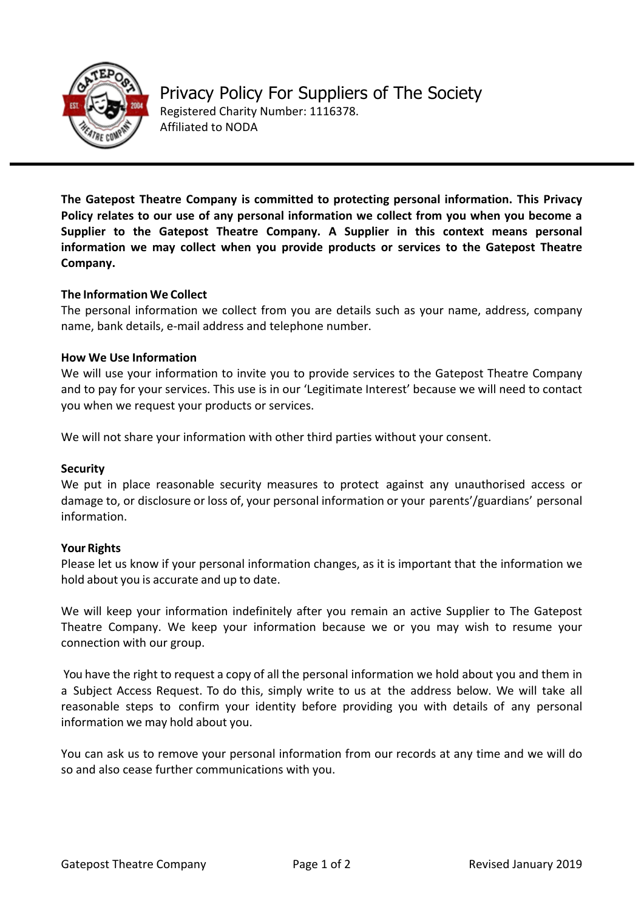# Privacy Policy For Suppliers of The Society

Registered Charity Number: 1116378.
Affiliated to NODA

**The Gatepost Theatre Company is committed to protecting personal information. This Privacy Policy relates to our use of any personal information we collect from you when you become a Supplier to the Gatepost Theatre Company. A Supplier in this context means personal information we may collect when you provide products or services to the Gatepost Theatre Company.**

**The Information We Collect**

The personal information we collect from you are details such as your name, address, company name, bank details, e-mail address and telephone number.

**How We Use Information**

We will use your information to invite you to provide services to the Gatepost Theatre Company and to pay for your services. This use is in our 'Legitimate Interest' because we will need to contact you when we request your products or services.

We will not share your information with other third parties without your consent.

**Security**

We put in place reasonable security measures to protect against any unauthorised access or damage to, or disclosure or loss of, your personal information or your parents'/guardians' personal information.

**Your Rights**

Please let us know if your personal information changes, as it is important that the information we hold about you is accurate and up to date.

We will keep your information indefinitely after you remain an active Supplier to The Gatepost Theatre Company. We keep your information because we or you may wish to resume your connection with our group.

You have the right to request a copy of all the personal information we hold about you and them in a Subject Access Request. To do this, simply write to us at the address below. We will take all reasonable steps to confirm your identity before providing you with details of any personal information we may hold about you.

You can ask us to remove your personal information from our records at any time and we will do so and also cease further communications with you.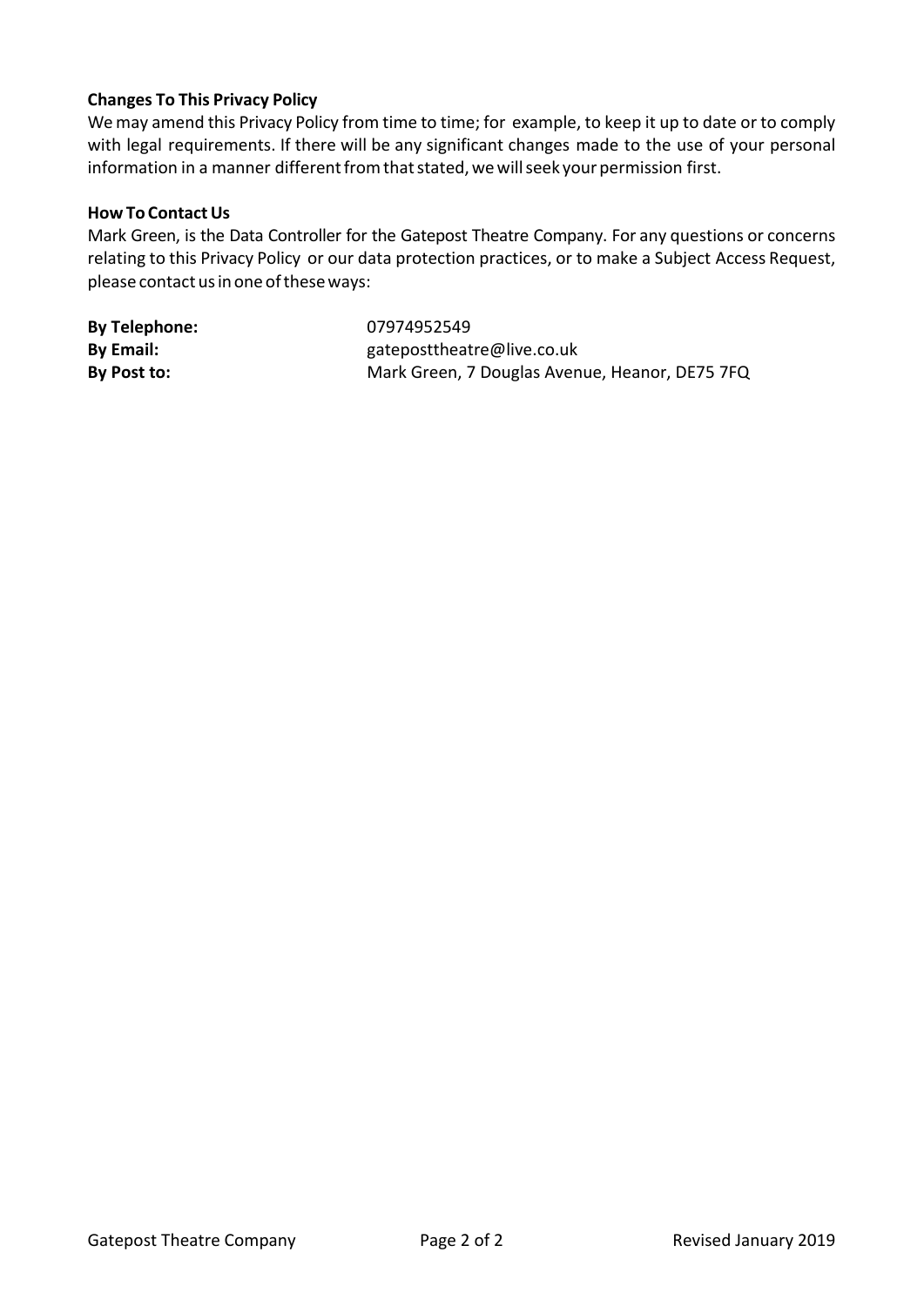**Changes To This Privacy Policy**

We may amend this Privacy Policy from time to time; for example, to keep it up to date or to comply with legal requirements. If there will be any significant changes made to the use of your personal information in a manner different from that stated, we will seek your permission first.

**How To Contact Us**

Mark Green, is the Data Controller for the Gatepost Theatre Company. For any questions or concerns relating to this Privacy Policy or our data protection practices, or to make a Subject Access Request, please contact us in one of these ways:

| | |
|---|---|
| **By Telephone:** | 07974952549 |
| **By Email:** | gateposttheatre@live.co.uk |
| **By Post to:** | Mark Green, 7 Douglas Avenue, Heanor, DE75 7FQ |